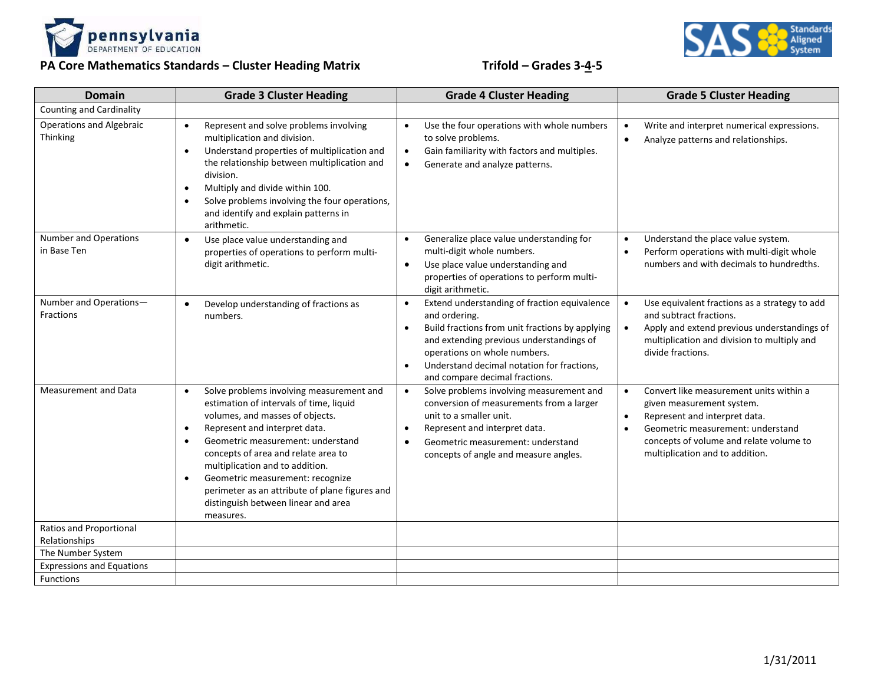pennsylvania DEPARTMENT OF EDUCATION

SAS Standards Aligned System

## PA Core Mathematics Standards – Cluster Heading Matrix

## Trifold – Grades 3-4-5

| Domain | Grade 3 Cluster Heading | Grade 4 Cluster Heading | Grade 5 Cluster Heading |
|---|---|---|---|
| Counting and Cardinality | | | |
| Operations and Algebraic Thinking | • Represent and solve problems involving multiplication and division.<br>• Understand properties of multiplication and the relationship between multiplication and division.<br>• Multiply and divide within 100.<br>• Solve problems involving the four operations, and identify and explain patterns in arithmetic. | • Use the four operations with whole numbers to solve problems.<br>• Gain familiarity with factors and multiples.<br>• Generate and analyze patterns. | • Write and interpret numerical expressions.<br>• Analyze patterns and relationships. |
| Number and Operations in Base Ten | • Use place value understanding and properties of operations to perform multi-digit arithmetic. | • Generalize place value understanding for multi-digit whole numbers.<br>• Use place value understanding and properties of operations to perform multi-digit arithmetic. | • Understand the place value system.<br>• Perform operations with multi-digit whole numbers and with decimals to hundredths. |
| Number and Operations—Fractions | • Develop understanding of fractions as numbers. | • Extend understanding of fraction equivalence and ordering.<br>• Build fractions from unit fractions by applying and extending previous understandings of operations on whole numbers.<br>• Understand decimal notation for fractions, and compare decimal fractions. | • Use equivalent fractions as a strategy to add and subtract fractions.<br>• Apply and extend previous understandings of multiplication and division to multiply and divide fractions. |
| Measurement and Data | • Solve problems involving measurement and estimation of intervals of time, liquid volumes, and masses of objects.<br>• Represent and interpret data.<br>• Geometric measurement: understand concepts of area and relate area to multiplication and to addition.<br>• Geometric measurement: recognize perimeter as an attribute of plane figures and distinguish between linear and area measures. | • Solve problems involving measurement and conversion of measurements from a larger unit to a smaller unit.<br>• Represent and interpret data.<br>• Geometric measurement: understand concepts of angle and measure angles. | • Convert like measurement units within a given measurement system.<br>• Represent and interpret data.<br>• Geometric measurement: understand concepts of volume and relate volume to multiplication and to addition. |
| Ratios and Proportional Relationships | | | |
| The Number System | | | |
| Expressions and Equations | | | |
| Functions | | | |

1/31/2011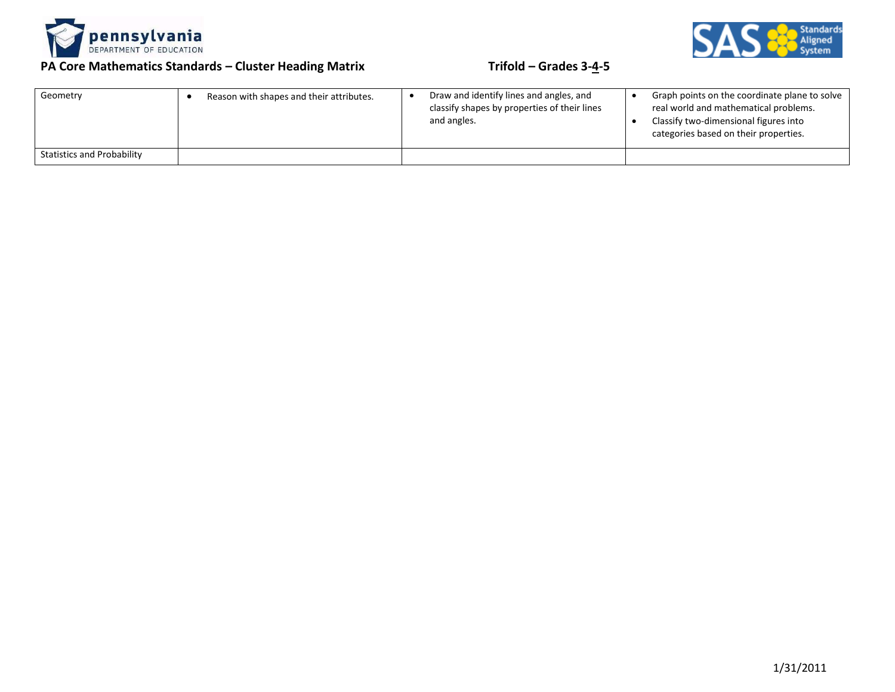## PA Core Mathematics Standards – Cluster Heading Matrix

## Trifold – Grades 3-4-5

| | | | |
|---|---|---|---|
| Geometry | • Reason with shapes and their attributes. | • Draw and identify lines and angles, and classify shapes by properties of their lines and angles. | • Graph points on the coordinate plane to solve real world and mathematical problems.<br>• Classify two-dimensional figures into categories based on their properties. |
| Statistics and Probability | | | |

1/31/2011